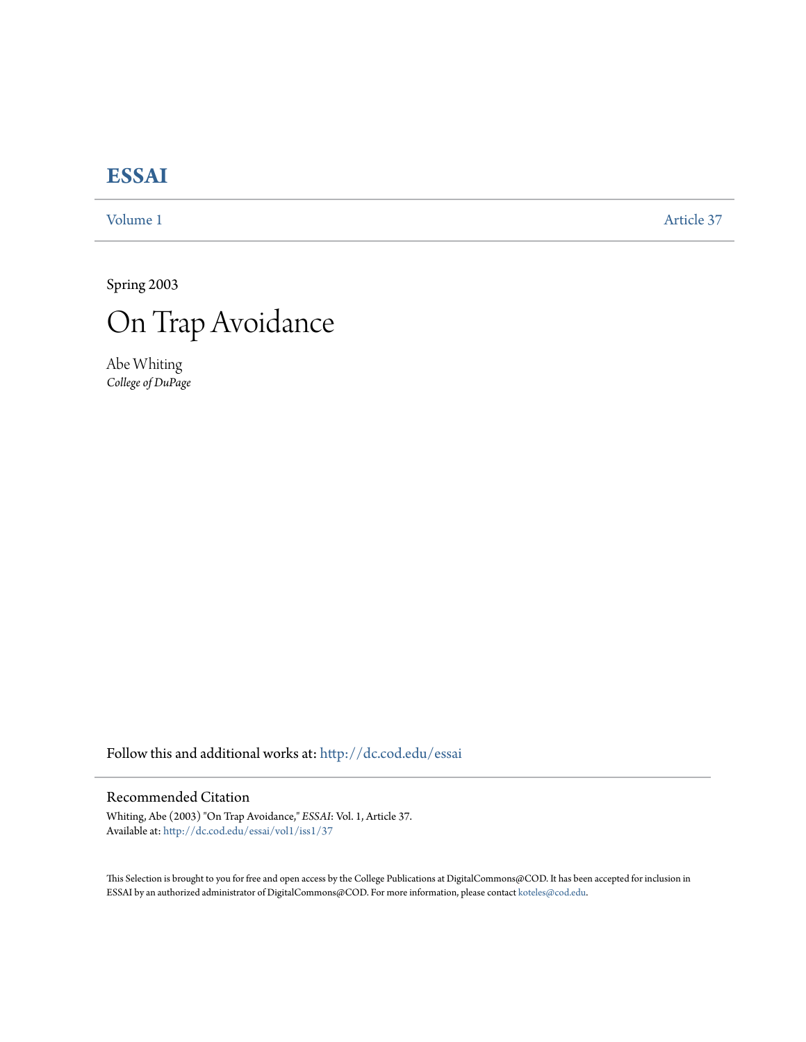# ESSAI

Volume 1 Article 37

Spring 2003

## On Trap Avoidance

Abe Whiting
*College of DuPage*

Follow this and additional works at: http://dc.cod.edu/essai

### Recommended Citation

Whiting, Abe (2003) "On Trap Avoidance," *ESSAI*: Vol. 1, Article 37.
Available at: http://dc.cod.edu/essai/vol1/iss1/37

This Selection is brought to you for free and open access by the College Publications at DigitalCommons@COD. It has been accepted for inclusion in ESSAI by an authorized administrator of DigitalCommons@COD. For more information, please contact koteles@cod.edu.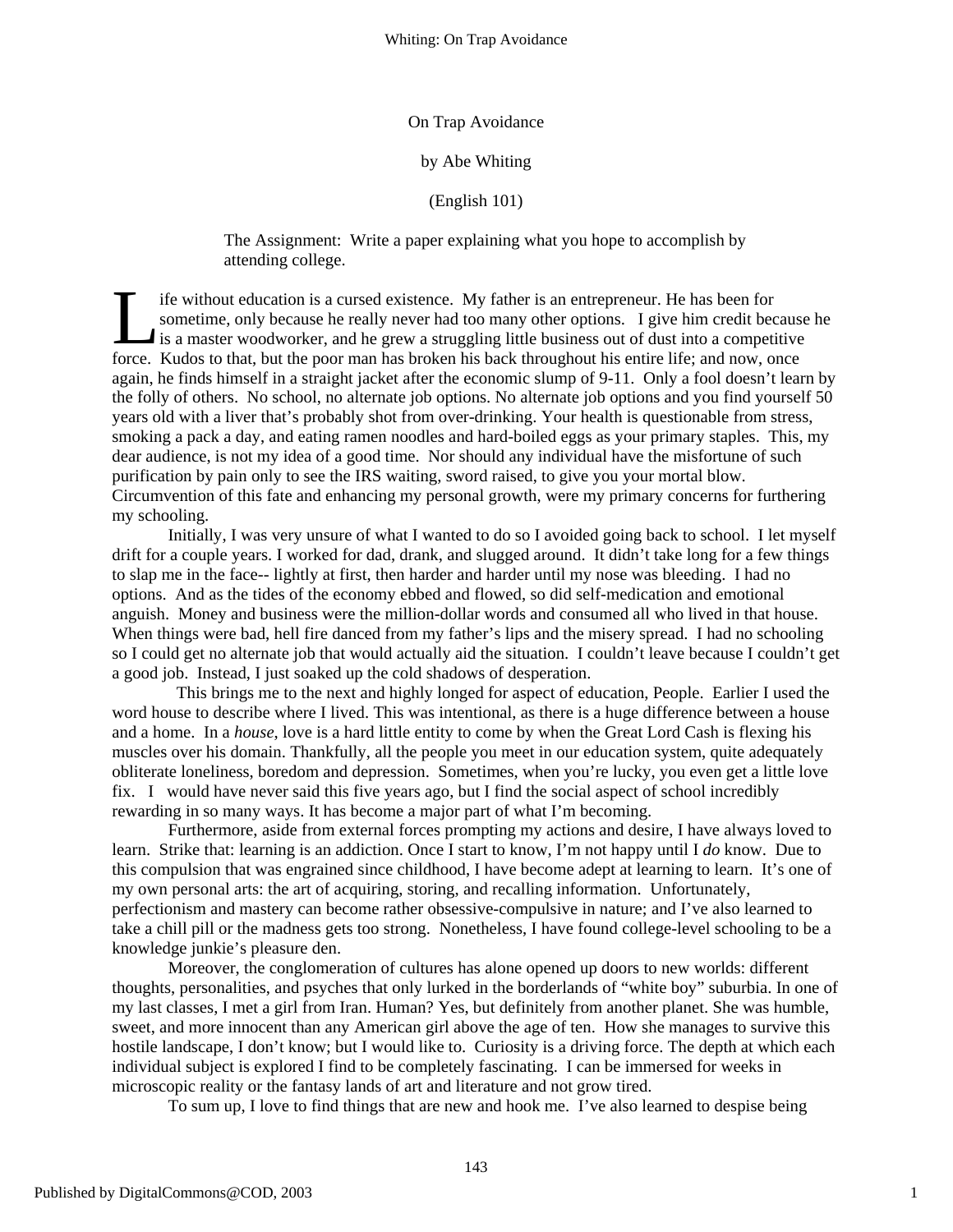On Trap Avoidance

by Abe Whiting

(English 101)

The Assignment: Write a paper explaining what you hope to accomplish by attending college.

Life without education is a cursed existence. My father is an entrepreneur. He has been for sometime, only because he really never had too many other options. I give him credit because he is a master woodworker, and he grew a struggling little business out of dust into a competitive force. Kudos to that, but the poor man has broken his back throughout his entire life; and now, once again, he finds himself in a straight jacket after the economic slump of 9-11. Only a fool doesn't learn by the folly of others. No school, no alternate job options. No alternate job options and you find yourself 50 years old with a liver that's probably shot from over-drinking. Your health is questionable from stress, smoking a pack a day, and eating ramen noodles and hard-boiled eggs as your primary staples. This, my dear audience, is not my idea of a good time. Nor should any individual have the misfortune of such purification by pain only to see the IRS waiting, sword raised, to give you your mortal blow. Circumvention of this fate and enhancing my personal growth, were my primary concerns for furthering my schooling.

Initially, I was very unsure of what I wanted to do so I avoided going back to school. I let myself drift for a couple years. I worked for dad, drank, and slugged around. It didn't take long for a few things to slap me in the face-- lightly at first, then harder and harder until my nose was bleeding. I had no options. And as the tides of the economy ebbed and flowed, so did self-medication and emotional anguish. Money and business were the million-dollar words and consumed all who lived in that house. When things were bad, hell fire danced from my father's lips and the misery spread. I had no schooling so I could get no alternate job that would actually aid the situation. I couldn't leave because I couldn't get a good job. Instead, I just soaked up the cold shadows of desperation.

This brings me to the next and highly longed for aspect of education, People. Earlier I used the word house to describe where I lived. This was intentional, as there is a huge difference between a house and a home. In a *house*, love is a hard little entity to come by when the Great Lord Cash is flexing his muscles over his domain. Thankfully, all the people you meet in our education system, quite adequately obliterate loneliness, boredom and depression. Sometimes, when you're lucky, you even get a little love fix. I would have never said this five years ago, but I find the social aspect of school incredibly rewarding in so many ways. It has become a major part of what I'm becoming.

Furthermore, aside from external forces prompting my actions and desire, I have always loved to learn. Strike that: learning is an addiction. Once I start to know, I'm not happy until I *do* know. Due to this compulsion that was engrained since childhood, I have become adept at learning to learn. It's one of my own personal arts: the art of acquiring, storing, and recalling information. Unfortunately, perfectionism and mastery can become rather obsessive-compulsive in nature; and I've also learned to take a chill pill or the madness gets too strong. Nonetheless, I have found college-level schooling to be a knowledge junkie's pleasure den.

Moreover, the conglomeration of cultures has alone opened up doors to new worlds: different thoughts, personalities, and psyches that only lurked in the borderlands of "white boy" suburbia. In one of my last classes, I met a girl from Iran. Human? Yes, but definitely from another planet. She was humble, sweet, and more innocent than any American girl above the age of ten. How she manages to survive this hostile landscape, I don't know; but I would like to. Curiosity is a driving force. The depth at which each individual subject is explored I find to be completely fascinating. I can be immersed for weeks in microscopic reality or the fantasy lands of art and literature and not grow tired.

To sum up, I love to find things that are new and hook me. I've also learned to despise being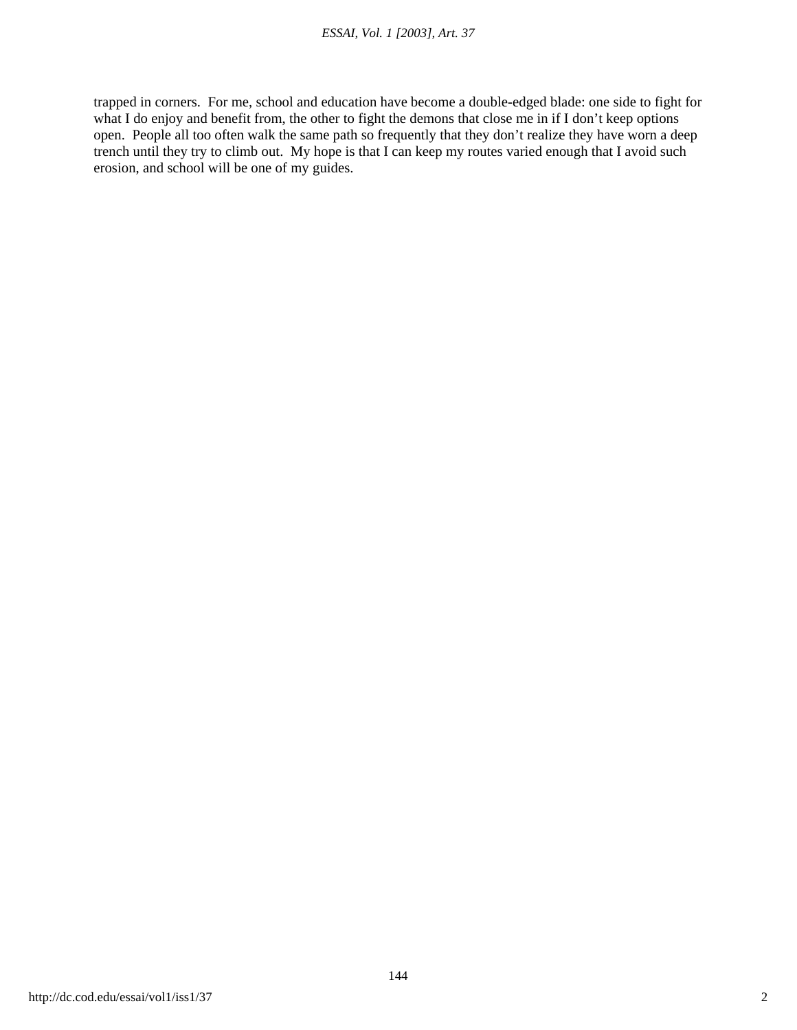trapped in corners. For me, school and education have become a double-edged blade: one side to fight for what I do enjoy and benefit from, the other to fight the demons that close me in if I don't keep options open. People all too often walk the same path so frequently that they don't realize they have worn a deep trench until they try to climb out. My hope is that I can keep my routes varied enough that I avoid such erosion, and school will be one of my guides.